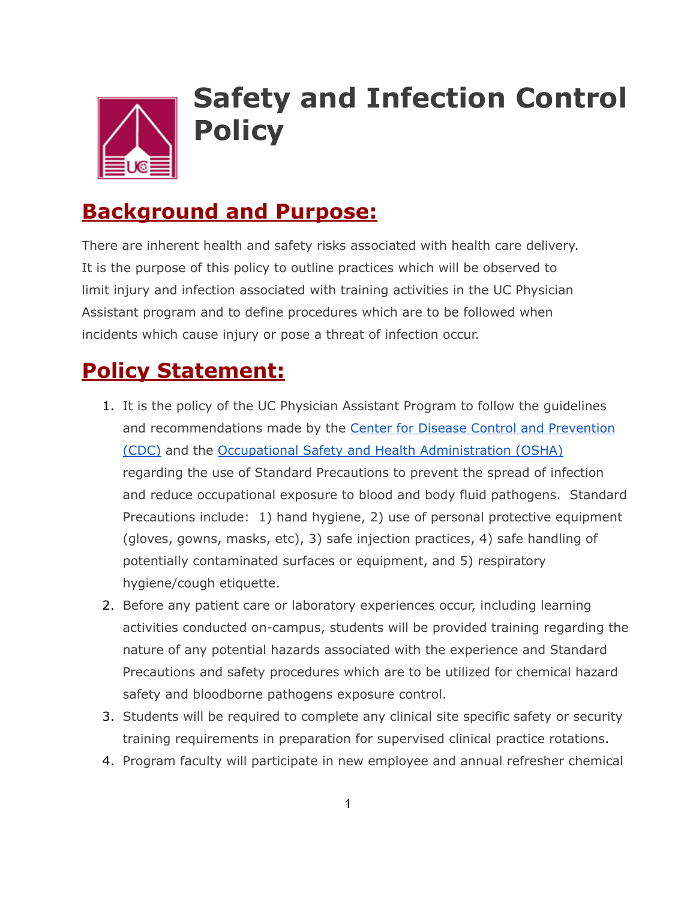# Safety and Infection Control Policy

## Background and Purpose:

There are inherent health and safety risks associated with health care delivery. It is the purpose of this policy to outline practices which will be observed to limit injury and infection associated with training activities in the UC Physician Assistant program and to define procedures which are to be followed when incidents which cause injury or pose a threat of infection occur.

## Policy Statement:

1. It is the policy of the UC Physician Assistant Program to follow the guidelines and recommendations made by the Center for Disease Control and Prevention (CDC) and the Occupational Safety and Health Administration (OSHA) regarding the use of Standard Precautions to prevent the spread of infection and reduce occupational exposure to blood and body fluid pathogens. Standard Precautions include: 1) hand hygiene, 2) use of personal protective equipment (gloves, gowns, masks, etc), 3) safe injection practices, 4) safe handling of potentially contaminated surfaces or equipment, and 5) respiratory hygiene/cough etiquette.
2. Before any patient care or laboratory experiences occur, including learning activities conducted on-campus, students will be provided training regarding the nature of any potential hazards associated with the experience and Standard Precautions and safety procedures which are to be utilized for chemical hazard safety and bloodborne pathogens exposure control.
3. Students will be required to complete any clinical site specific safety or security training requirements in preparation for supervised clinical practice rotations.
4. Program faculty will participate in new employee and annual refresher chemical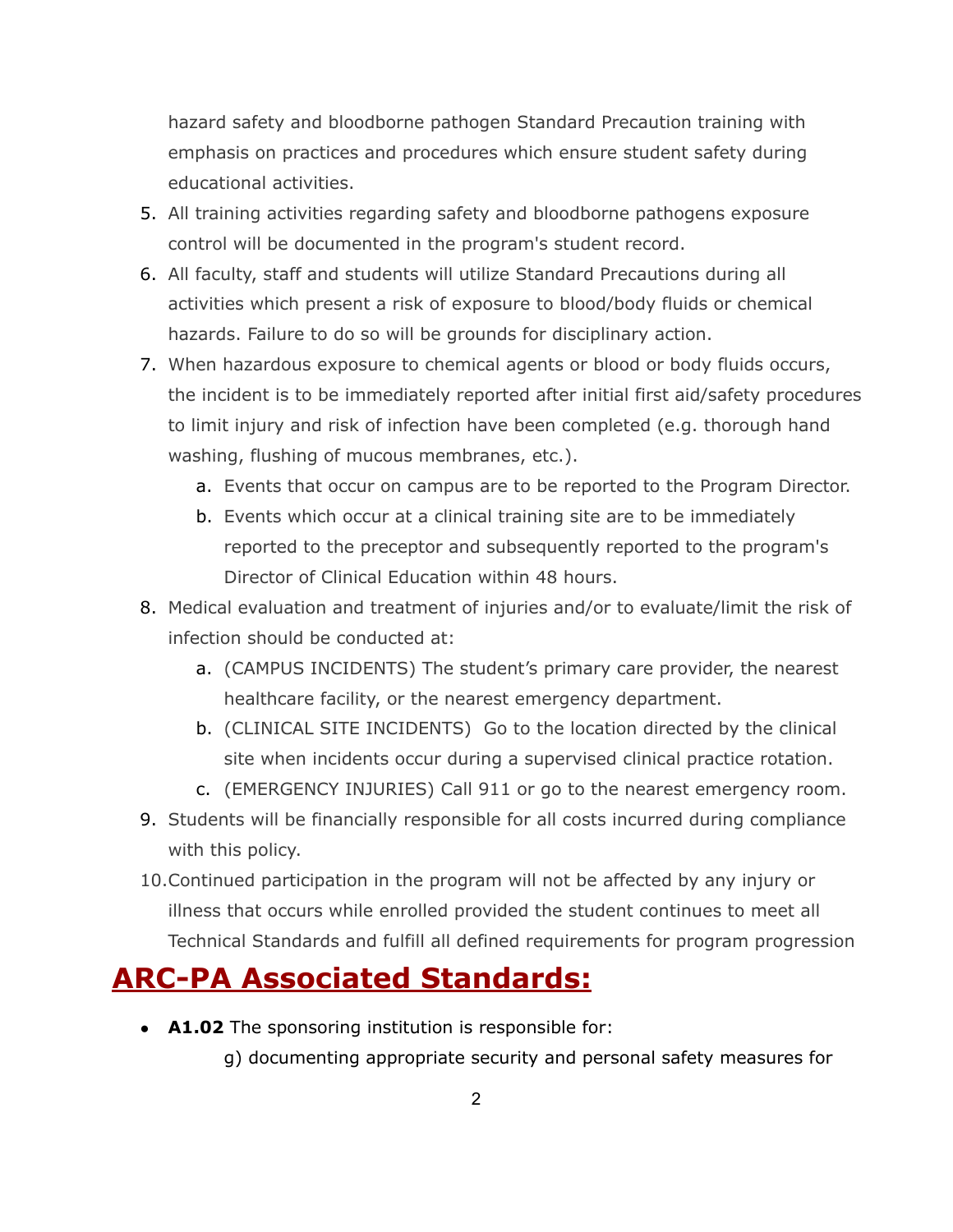hazard safety and bloodborne pathogen Standard Precaution training with emphasis on practices and procedures which ensure student safety during educational activities.

5. All training activities regarding safety and bloodborne pathogens exposure control will be documented in the program's student record.
6. All faculty, staff and students will utilize Standard Precautions during all activities which present a risk of exposure to blood/body fluids or chemical hazards. Failure to do so will be grounds for disciplinary action.
7. When hazardous exposure to chemical agents or blood or body fluids occurs, the incident is to be immediately reported after initial first aid/safety procedures to limit injury and risk of infection have been completed (e.g. thorough hand washing, flushing of mucous membranes, etc.).
    a. Events that occur on campus are to be reported to the Program Director.
    b. Events which occur at a clinical training site are to be immediately reported to the preceptor and subsequently reported to the program's Director of Clinical Education within 48 hours.
8. Medical evaluation and treatment of injuries and/or to evaluate/limit the risk of infection should be conducted at:
    a. (CAMPUS INCIDENTS) The student's primary care provider, the nearest healthcare facility, or the nearest emergency department.
    b. (CLINICAL SITE INCIDENTS) Go to the location directed by the clinical site when incidents occur during a supervised clinical practice rotation.
    c. (EMERGENCY INJURIES) Call 911 or go to the nearest emergency room.
9. Students will be financially responsible for all costs incurred during compliance with this policy.
10. Continued participation in the program will not be affected by any injury or illness that occurs while enrolled provided the student continues to meet all Technical Standards and fulfill all defined requirements for program progression

# ARC-PA Associated Standards:

- **A1.02** The sponsoring institution is responsible for:

    g) documenting appropriate security and personal safety measures for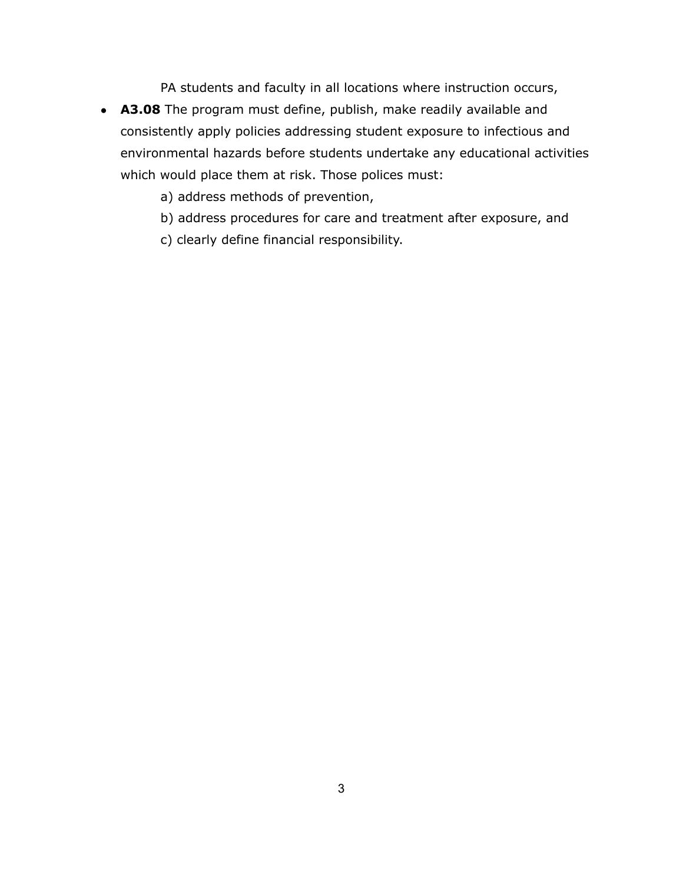PA students and faculty in all locations where instruction occurs,

- **A3.08** The program must define, publish, make readily available and consistently apply policies addressing student exposure to infectious and environmental hazards before students undertake any educational activities which would place them at risk. Those polices must:
  - a) address methods of prevention,
  - b) address procedures for care and treatment after exposure, and
  - c) clearly define financial responsibility.